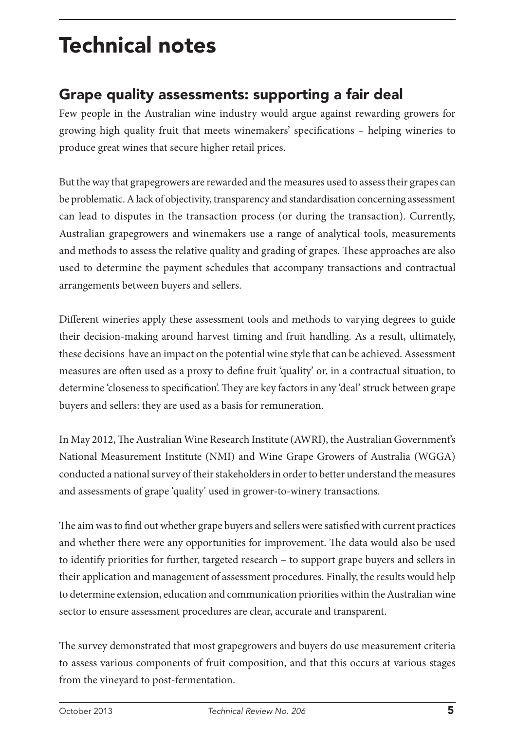# Technical notes

## Grape quality assessments: supporting a fair deal

Few people in the Australian wine industry would argue against rewarding growers for growing high quality fruit that meets winemakers' specifications – helping wineries to produce great wines that secure higher retail prices.

But the way that grapegrowers are rewarded and the measures used to assess their grapes can be problematic. A lack of objectivity, transparency and standardisation concerning assessment can lead to disputes in the transaction process (or during the transaction). Currently, Australian grapegrowers and winemakers use a range of analytical tools, measurements and methods to assess the relative quality and grading of grapes. These approaches are also used to determine the payment schedules that accompany transactions and contractual arrangements between buyers and sellers.

Different wineries apply these assessment tools and methods to varying degrees to guide their decision-making around harvest timing and fruit handling. As a result, ultimately, these decisions have an impact on the potential wine style that can be achieved. Assessment measures are often used as a proxy to define fruit 'quality' or, in a contractual situation, to determine 'closeness to specification'. They are key factors in any 'deal' struck between grape buyers and sellers: they are used as a basis for remuneration.

In May 2012, The Australian Wine Research Institute (AWRI), the Australian Government's National Measurement Institute (NMI) and Wine Grape Growers of Australia (WGGA) conducted a national survey of their stakeholders in order to better understand the measures and assessments of grape 'quality' used in grower-to-winery transactions.

The aim was to find out whether grape buyers and sellers were satisfied with current practices and whether there were any opportunities for improvement. The data would also be used to identify priorities for further, targeted research – to support grape buyers and sellers in their application and management of assessment procedures. Finally, the results would help to determine extension, education and communication priorities within the Australian wine sector to ensure assessment procedures are clear, accurate and transparent.

The survey demonstrated that most grapegrowers and buyers do use measurement criteria to assess various components of fruit composition, and that this occurs at various stages from the vineyard to post-fermentation.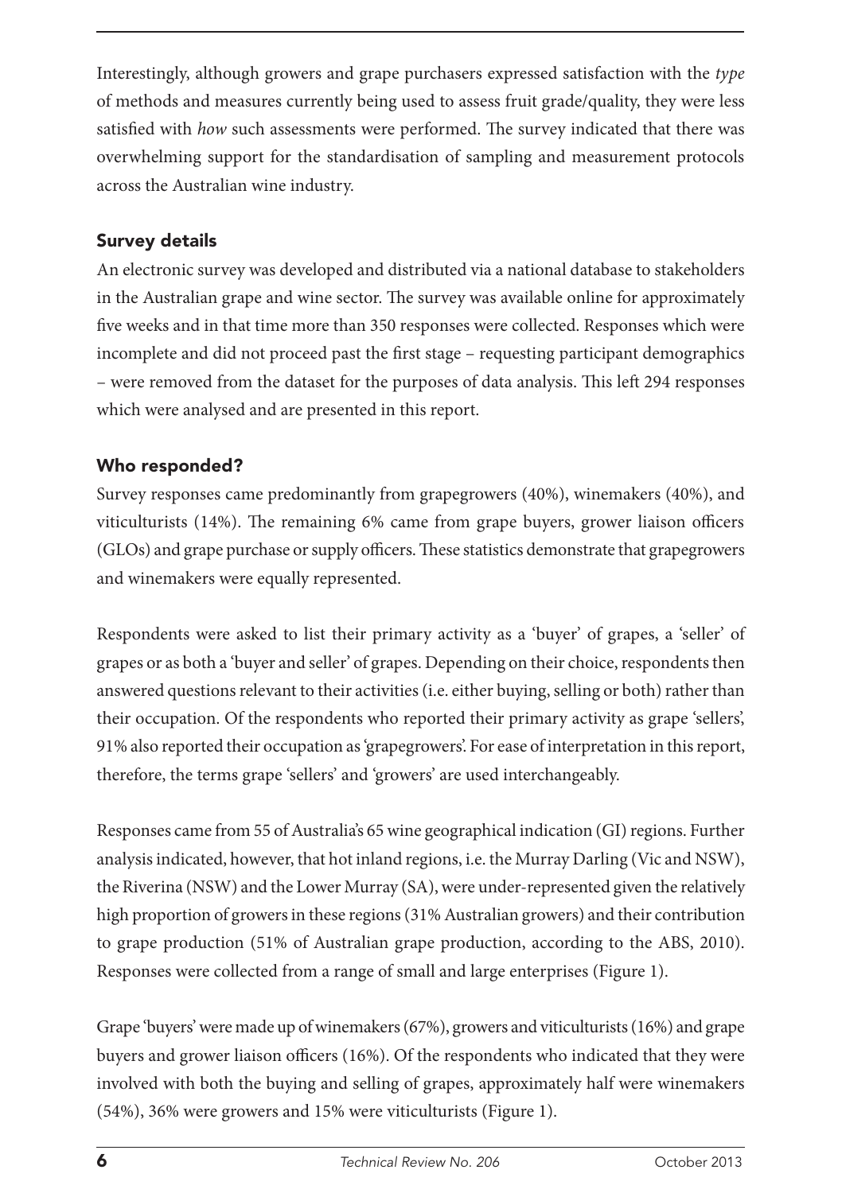Interestingly, although growers and grape purchasers expressed satisfaction with the *type* of methods and measures currently being used to assess fruit grade/quality, they were less satisfied with *how* such assessments were performed. The survey indicated that there was overwhelming support for the standardisation of sampling and measurement protocols across the Australian wine industry.

## Survey details

An electronic survey was developed and distributed via a national database to stakeholders in the Australian grape and wine sector. The survey was available online for approximately five weeks and in that time more than 350 responses were collected. Responses which were incomplete and did not proceed past the first stage – requesting participant demographics – were removed from the dataset for the purposes of data analysis. This left 294 responses which were analysed and are presented in this report.

## Who responded?

Survey responses came predominantly from grapegrowers (40%), winemakers (40%), and viticulturists (14%). The remaining 6% came from grape buyers, grower liaison officers (GLOs) and grape purchase or supply officers. These statistics demonstrate that grapegrowers and winemakers were equally represented.

Respondents were asked to list their primary activity as a 'buyer' of grapes, a 'seller' of grapes or as both a 'buyer and seller' of grapes. Depending on their choice, respondents then answered questions relevant to their activities (i.e. either buying, selling or both) rather than their occupation. Of the respondents who reported their primary activity as grape 'sellers', 91% also reported their occupation as 'grapegrowers'. For ease of interpretation in this report, therefore, the terms grape 'sellers' and 'growers' are used interchangeably.

Responses came from 55 of Australia's 65 wine geographical indication (GI) regions. Further analysis indicated, however, that hot inland regions, i.e. the Murray Darling (Vic and NSW), the Riverina (NSW) and the Lower Murray (SA), were under-represented given the relatively high proportion of growers in these regions (31% Australian growers) and their contribution to grape production (51% of Australian grape production, according to the ABS, 2010). Responses were collected from a range of small and large enterprises (Figure 1).

Grape 'buyers' were made up of winemakers (67%), growers and viticulturists (16%) and grape buyers and grower liaison officers (16%). Of the respondents who indicated that they were involved with both the buying and selling of grapes, approximately half were winemakers (54%), 36% were growers and 15% were viticulturists (Figure 1).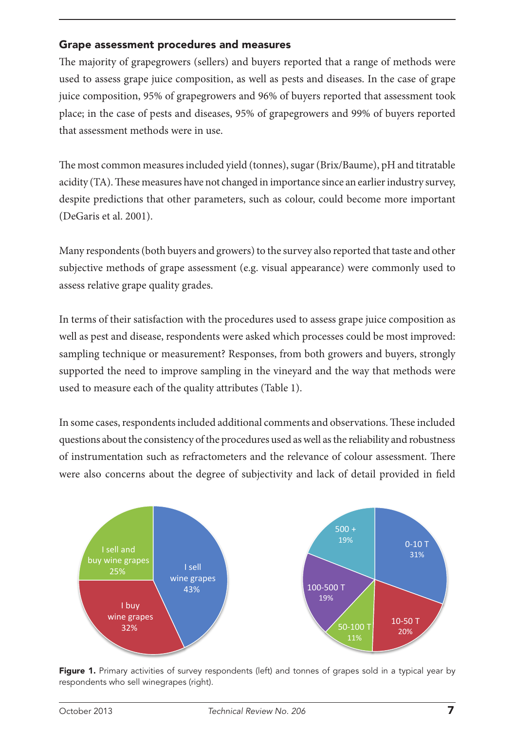### Grape assessment procedures and measures

The majority of grapegrowers (sellers) and buyers reported that a range of methods were used to assess grape juice composition, as well as pests and diseases. In the case of grape juice composition, 95% of grapegrowers and 96% of buyers reported that assessment took place; in the case of pests and diseases, 95% of grapegrowers and 99% of buyers reported that assessment methods were in use.

The most common measures included yield (tonnes), sugar (Brix/Baume), pH and titratable acidity (TA). These measures have not changed in importance since an earlier industry survey, despite predictions that other parameters, such as colour, could become more important (DeGaris et al. 2001).

Many respondents (both buyers and growers) to the survey also reported that taste and other subjective methods of grape assessment (e.g. visual appearance) were commonly used to assess relative grape quality grades.

In terms of their satisfaction with the procedures used to assess grape juice composition as well as pest and disease, respondents were asked which processes could be most improved: sampling technique or measurement? Responses, from both growers and buyers, strongly supported the need to improve sampling in the vineyard and the way that methods were used to measure each of the quality attributes (Table 1).

In some cases, respondents included additional comments and observations. These included questions about the consistency of the procedures used as well as the reliability and robustness of instrumentation such as refractometers and the relevance of colour assessment. There were also concerns about the degree of subjectivity and lack of detail provided in field

| Primary activity | % |
|---|---|
| I sell wine grapes | 43% |
| I buy wine grapes | 32% |
| I sell and buy wine grapes | 25% |

| Tonnes sold | % |
|---|---|
| 0-10 T | 31% |
| 10-50 T | 20% |
| 50-100 T | 11% |
| 100-500 T | 19% |
| 500 + | 19% |

**Figure 1.** Primary activities of survey respondents (left) and tonnes of grapes sold in a typical year by respondents who sell winegrapes (right).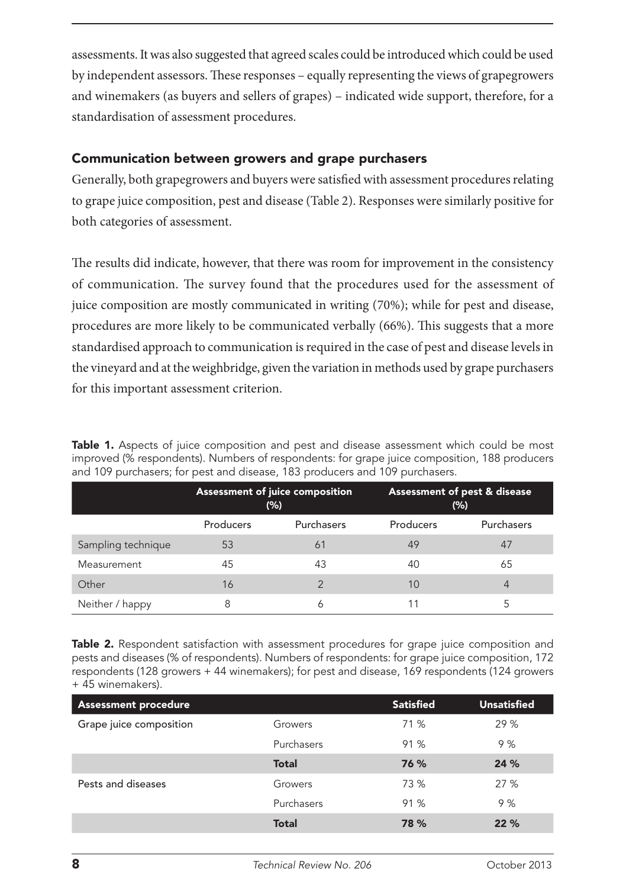assessments. It was also suggested that agreed scales could be introduced which could be used by independent assessors. These responses – equally representing the views of grapegrowers and winemakers (as buyers and sellers of grapes) – indicated wide support, therefore, for a standardisation of assessment procedures.

## Communication between growers and grape purchasers

Generally, both grapegrowers and buyers were satisfied with assessment procedures relating to grape juice composition, pest and disease (Table 2). Responses were similarly positive for both categories of assessment.

The results did indicate, however, that there was room for improvement in the consistency of communication. The survey found that the procedures used for the assessment of juice composition are mostly communicated in writing (70%); while for pest and disease, procedures are more likely to be communicated verbally (66%). This suggests that a more standardised approach to communication is required in the case of pest and disease levels in the vineyard and at the weighbridge, given the variation in methods used by grape purchasers for this important assessment criterion.

**Table 1.** Aspects of juice composition and pest and disease assessment which could be most improved (% respondents). Numbers of respondents: for grape juice composition, 188 producers and 109 purchasers; for pest and disease, 183 producers and 109 purchasers.

| | Assessment of juice composition (%) | | Assessment of pest & disease (%) | |
|---|---|---|---|---|
| | Producers | Purchasers | Producers | Purchasers |
| Sampling technique | 53 | 61 | 49 | 47 |
| Measurement | 45 | 43 | 40 | 65 |
| Other | 16 | 2 | 10 | 4 |
| Neither / happy | 8 | 6 | 11 | 5 |

**Table 2.** Respondent satisfaction with assessment procedures for grape juice composition and pests and diseases (% of respondents). Numbers of respondents: for grape juice composition, 172 respondents (128 growers + 44 winemakers); for pest and disease, 169 respondents (124 growers + 45 winemakers).

| Assessment procedure | | Satisfied | Unsatisfied |
|---|---|---|---|
| Grape juice composition | Growers | 71 % | 29 % |
| | Purchasers | 91 % | 9 % |
| | **Total** | **76 %** | **24 %** |
| Pests and diseases | Growers | 73 % | 27 % |
| | Purchasers | 91 % | 9 % |
| | **Total** | **78 %** | **22 %** |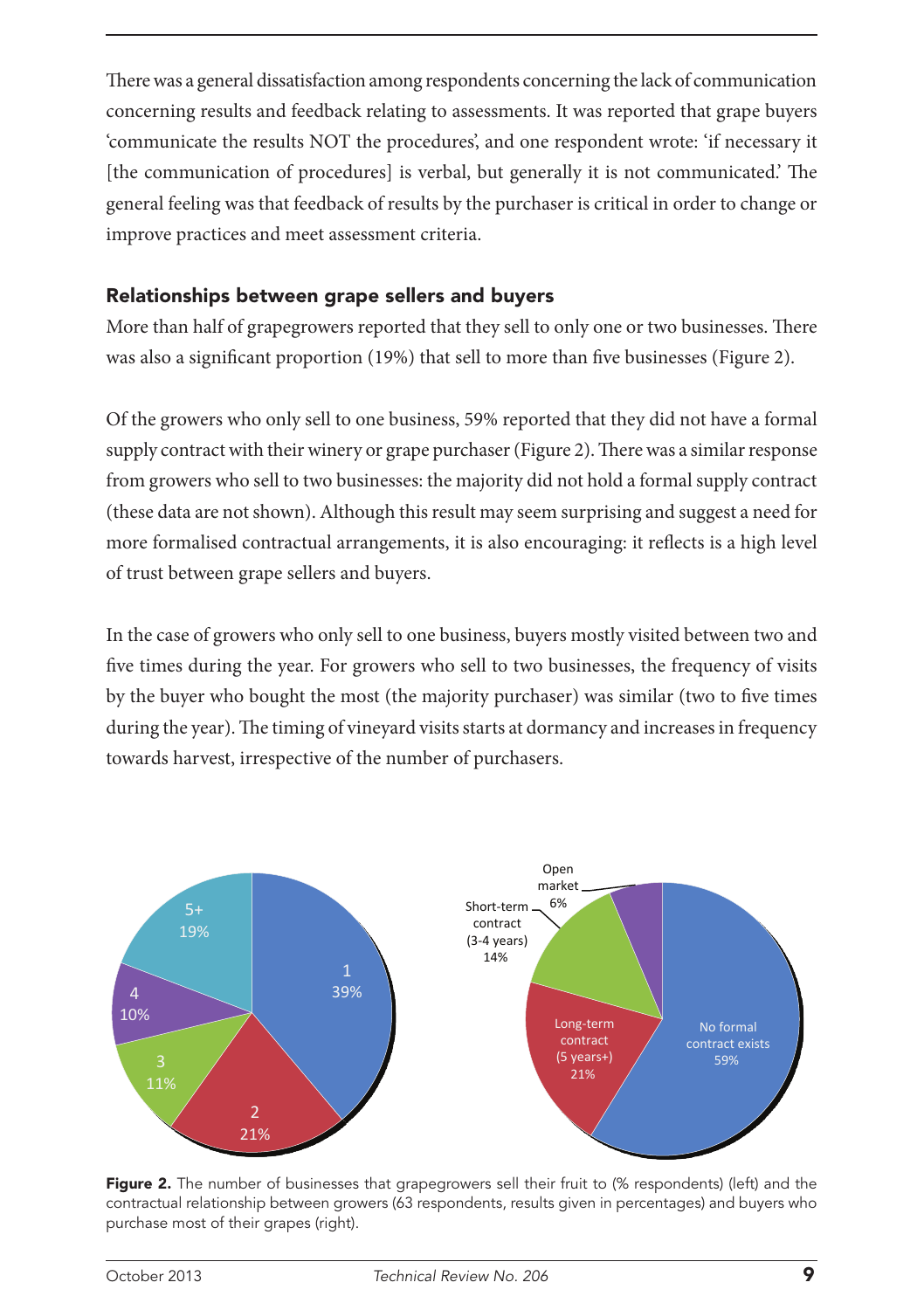There was a general dissatisfaction among respondents concerning the lack of communication concerning results and feedback relating to assessments. It was reported that grape buyers 'communicate the results NOT the procedures', and one respondent wrote: 'if necessary it [the communication of procedures] is verbal, but generally it is not communicated.' The general feeling was that feedback of results by the purchaser is critical in order to change or improve practices and meet assessment criteria.

### Relationships between grape sellers and buyers

More than half of grapegrowers reported that they sell to only one or two businesses. There was also a significant proportion (19%) that sell to more than five businesses (Figure 2).

Of the growers who only sell to one business, 59% reported that they did not have a formal supply contract with their winery or grape purchaser (Figure 2). There was a similar response from growers who sell to two businesses: the majority did not hold a formal supply contract (these data are not shown). Although this result may seem surprising and suggest a need for more formalised contractual arrangements, it is also encouraging: it reflects is a high level of trust between grape sellers and buyers.

In the case of growers who only sell to one business, buyers mostly visited between two and five times during the year. For growers who sell to two businesses, the frequency of visits by the buyer who bought the most (the majority purchaser) was similar (two to five times during the year). The timing of vineyard visits starts at dormancy and increases in frequency towards harvest, irrespective of the number of purchasers.

| Number of businesses | % respondents |
|---|---|
| 1 | 39% |
| 2 | 21% |
| 3 | 11% |
| 4 | 10% |
| 5+ | 19% |

| Contractual relationship | % |
|---|---|
| No formal contract exists | 59% |
| Long-term contract (5 years+) | 21% |
| Short-term contract (3-4 years) | 14% |
| Open market | 6% |

**Figure 2.** The number of businesses that grapegrowers sell their fruit to (% respondents) (left) and the contractual relationship between growers (63 respondents, results given in percentages) and buyers who purchase most of their grapes (right).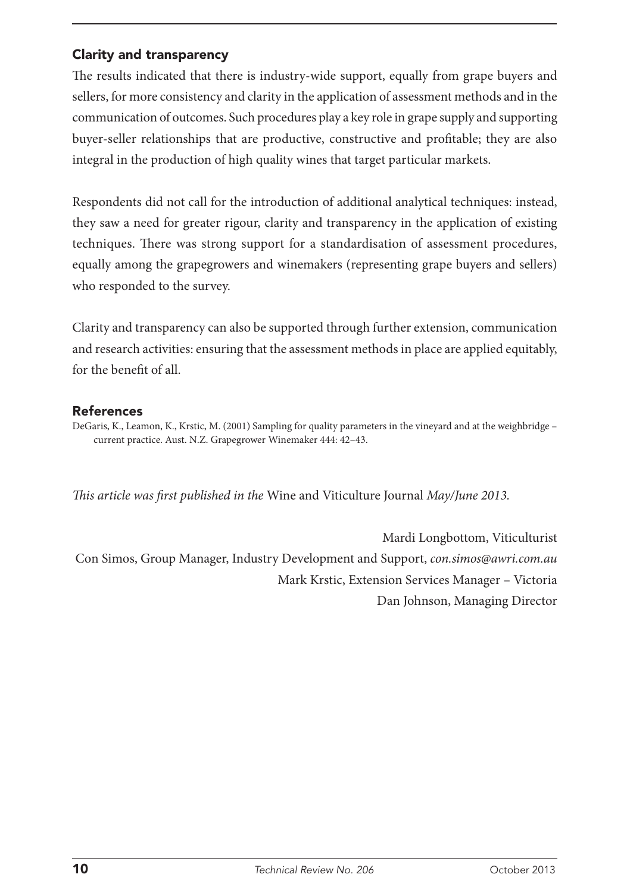### Clarity and transparency

The results indicated that there is industry-wide support, equally from grape buyers and sellers, for more consistency and clarity in the application of assessment methods and in the communication of outcomes. Such procedures play a key role in grape supply and supporting buyer-seller relationships that are productive, constructive and profitable; they are also integral in the production of high quality wines that target particular markets.

Respondents did not call for the introduction of additional analytical techniques: instead, they saw a need for greater rigour, clarity and transparency in the application of existing techniques. There was strong support for a standardisation of assessment procedures, equally among the grapegrowers and winemakers (representing grape buyers and sellers) who responded to the survey.

Clarity and transparency can also be supported through further extension, communication and research activities: ensuring that the assessment methods in place are applied equitably, for the benefit of all.

### References

DeGaris, K., Leamon, K., Krstic, M. (2001) Sampling for quality parameters in the vineyard and at the weighbridge – current practice. Aust. N.Z. Grapegrower Winemaker 444: 42–43.

*This article was first published in the* Wine and Viticulture Journal *May/June 2013.*

Mardi Longbottom, Viticulturist

Con Simos, Group Manager, Industry Development and Support, *con.simos@awri.com.au*

Mark Krstic, Extension Services Manager – Victoria

Dan Johnson, Managing Director